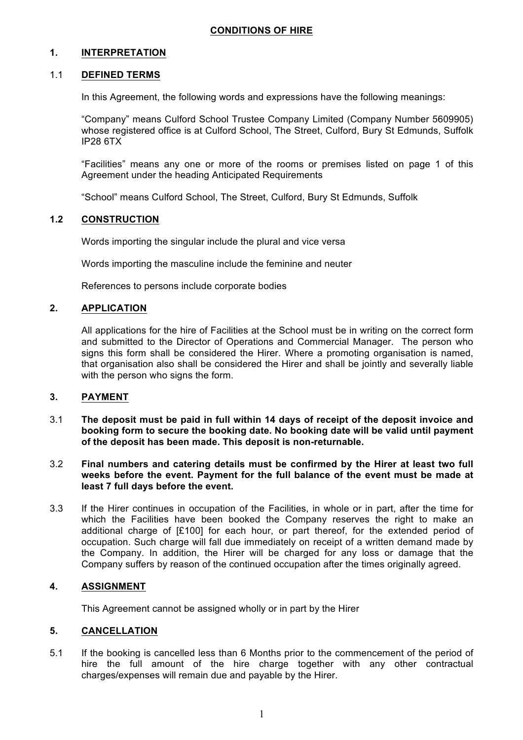# CONDITIONS OF HIRE

## 1. INTERPRETATION

### 1.1 DEFINED TERMS

In this Agreement, the following words and expressions have the following meanings:

"Company" means Culford School Trustee Company Limited (Company Number 5609905) whose registered office is at Culford School, The Street, Culford, Bury St Edmunds, Suffolk IP28 6TX

"Facilities" means any one or more of the rooms or premises listed on page 1 of this Agreement under the heading Anticipated Requirements

"School" means Culford School, The Street, Culford, Bury St Edmunds, Suffolk

### 1.2 CONSTRUCTION

Words importing the singular include the plural and vice versa

Words importing the masculine include the feminine and neuter

References to persons include corporate bodies

## 2. APPLICATION

All applications for the hire of Facilities at the School must be in writing on the correct form and submitted to the Director of Operations and Commercial Manager. The person who signs this form shall be considered the Hirer. Where a promoting organisation is named, that organisation also shall be considered the Hirer and shall be jointly and severally liable with the person who signs the form.

## 3. PAYMENT

3.1 **The deposit must be paid in full within 14 days of receipt of the deposit invoice and booking form to secure the booking date. No booking date will be valid until payment of the deposit has been made. This deposit is non-returnable.**

3.2 **Final numbers and catering details must be confirmed by the Hirer at least two full weeks before the event. Payment for the full balance of the event must be made at least 7 full days before the event.**

3.3 If the Hirer continues in occupation of the Facilities, in whole or in part, after the time for which the Facilities have been booked the Company reserves the right to make an additional charge of [£100] for each hour, or part thereof, for the extended period of occupation. Such charge will fall due immediately on receipt of a written demand made by the Company. In addition, the Hirer will be charged for any loss or damage that the Company suffers by reason of the continued occupation after the times originally agreed.

## 4. ASSIGNMENT

This Agreement cannot be assigned wholly or in part by the Hirer

## 5. CANCELLATION

5.1 If the booking is cancelled less than 6 Months prior to the commencement of the period of hire the full amount of the hire charge together with any other contractual charges/expenses will remain due and payable by the Hirer.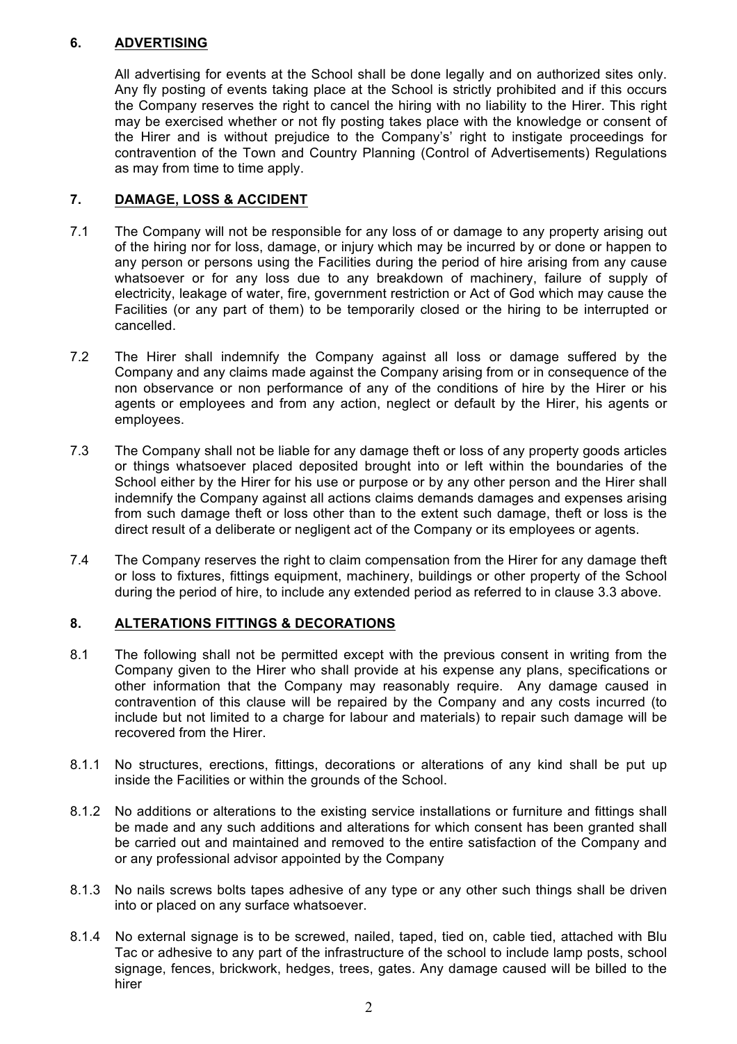## 6. <u>ADVERTISING</u>

All advertising for events at the School shall be done legally and on authorized sites only. Any fly posting of events taking place at the School is strictly prohibited and if this occurs the Company reserves the right to cancel the hiring with no liability to the Hirer. This right may be exercised whether or not fly posting takes place with the knowledge or consent of the Hirer and is without prejudice to the Company's' right to instigate proceedings for contravention of the Town and Country Planning (Control of Advertisements) Regulations as may from time to time apply.

## 7. <u>DAMAGE, LOSS & ACCIDENT</u>

7.1 The Company will not be responsible for any loss of or damage to any property arising out of the hiring nor for loss, damage, or injury which may be incurred by or done or happen to any person or persons using the Facilities during the period of hire arising from any cause whatsoever or for any loss due to any breakdown of machinery, failure of supply of electricity, leakage of water, fire, government restriction or Act of God which may cause the Facilities (or any part of them) to be temporarily closed or the hiring to be interrupted or cancelled.

7.2 The Hirer shall indemnify the Company against all loss or damage suffered by the Company and any claims made against the Company arising from or in consequence of the non observance or non performance of any of the conditions of hire by the Hirer or his agents or employees and from any action, neglect or default by the Hirer, his agents or employees.

7.3 The Company shall not be liable for any damage theft or loss of any property goods articles or things whatsoever placed deposited brought into or left within the boundaries of the School either by the Hirer for his use or purpose or by any other person and the Hirer shall indemnify the Company against all actions claims demands damages and expenses arising from such damage theft or loss other than to the extent such damage, theft or loss is the direct result of a deliberate or negligent act of the Company or its employees or agents.

7.4 The Company reserves the right to claim compensation from the Hirer for any damage theft or loss to fixtures, fittings equipment, machinery, buildings or other property of the School during the period of hire, to include any extended period as referred to in clause 3.3 above.

## 8. <u>ALTERATIONS FITTINGS & DECORATIONS</u>

8.1 The following shall not be permitted except with the previous consent in writing from the Company given to the Hirer who shall provide at his expense any plans, specifications or other information that the Company may reasonably require. Any damage caused in contravention of this clause will be repaired by the Company and any costs incurred (to include but not limited to a charge for labour and materials) to repair such damage will be recovered from the Hirer.

8.1.1 No structures, erections, fittings, decorations or alterations of any kind shall be put up inside the Facilities or within the grounds of the School.

8.1.2 No additions or alterations to the existing service installations or furniture and fittings shall be made and any such additions and alterations for which consent has been granted shall be carried out and maintained and removed to the entire satisfaction of the Company and or any professional advisor appointed by the Company

8.1.3 No nails screws bolts tapes adhesive of any type or any other such things shall be driven into or placed on any surface whatsoever.

8.1.4 No external signage is to be screwed, nailed, taped, tied on, cable tied, attached with Blu Tac or adhesive to any part of the infrastructure of the school to include lamp posts, school signage, fences, brickwork, hedges, trees, gates. Any damage caused will be billed to the hirer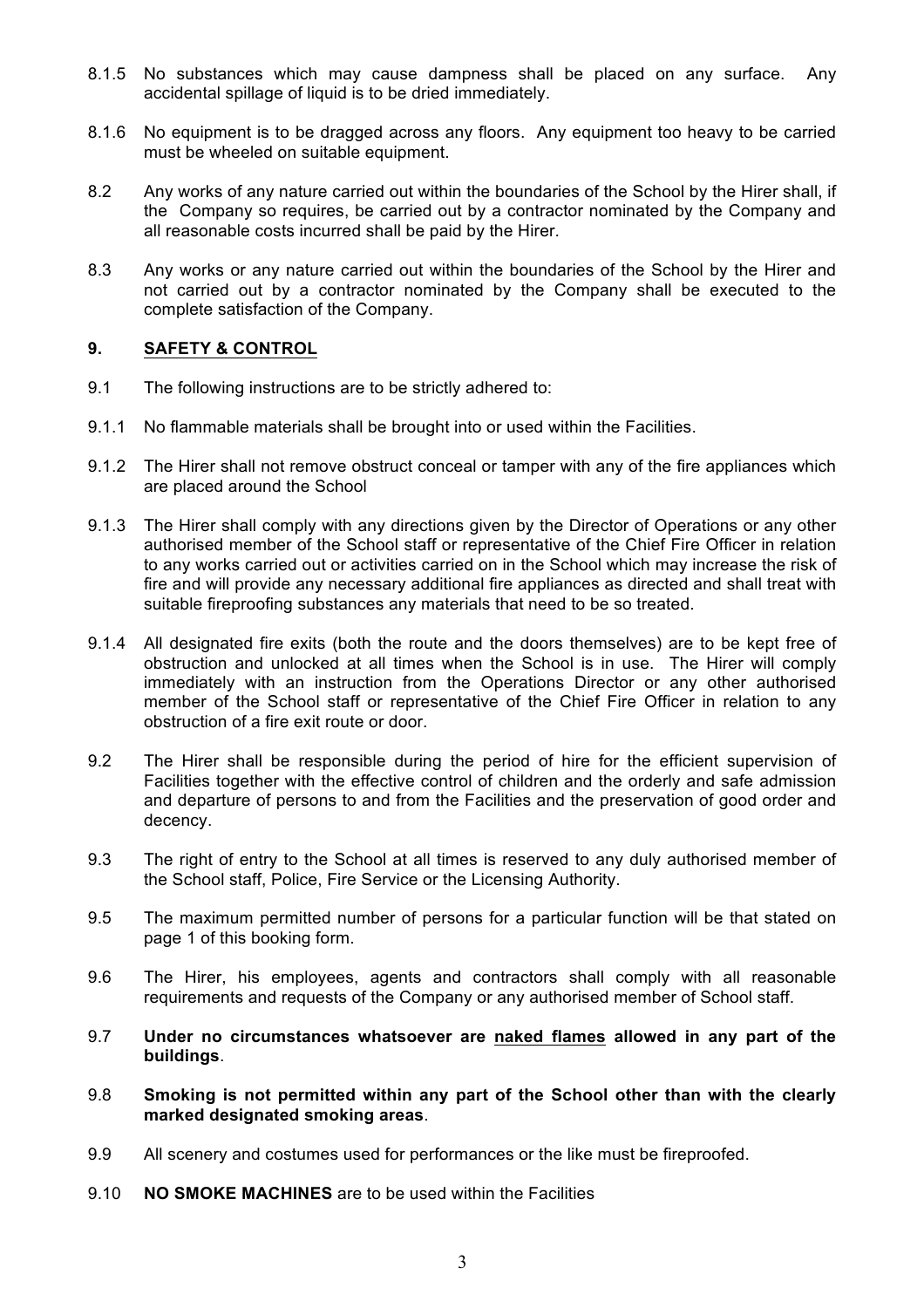8.1.5 No substances which may cause dampness shall be placed on any surface. Any accidental spillage of liquid is to be dried immediately.

8.1.6 No equipment is to be dragged across any floors. Any equipment too heavy to be carried must be wheeled on suitable equipment.

8.2 Any works of any nature carried out within the boundaries of the School by the Hirer shall, if the Company so requires, be carried out by a contractor nominated by the Company and all reasonable costs incurred shall be paid by the Hirer.

8.3 Any works or any nature carried out within the boundaries of the School by the Hirer and not carried out by a contractor nominated by the Company shall be executed to the complete satisfaction of the Company.

## 9. SAFETY & CONTROL

9.1 The following instructions are to be strictly adhered to:

9.1.1 No flammable materials shall be brought into or used within the Facilities.

9.1.2 The Hirer shall not remove obstruct conceal or tamper with any of the fire appliances which are placed around the School

9.1.3 The Hirer shall comply with any directions given by the Director of Operations or any other authorised member of the School staff or representative of the Chief Fire Officer in relation to any works carried out or activities carried on in the School which may increase the risk of fire and will provide any necessary additional fire appliances as directed and shall treat with suitable fireproofing substances any materials that need to be so treated.

9.1.4 All designated fire exits (both the route and the doors themselves) are to be kept free of obstruction and unlocked at all times when the School is in use. The Hirer will comply immediately with an instruction from the Operations Director or any other authorised member of the School staff or representative of the Chief Fire Officer in relation to any obstruction of a fire exit route or door.

9.2 The Hirer shall be responsible during the period of hire for the efficient supervision of Facilities together with the effective control of children and the orderly and safe admission and departure of persons to and from the Facilities and the preservation of good order and decency.

9.3 The right of entry to the School at all times is reserved to any duly authorised member of the School staff, Police, Fire Service or the Licensing Authority.

9.5 The maximum permitted number of persons for a particular function will be that stated on page 1 of this booking form.

9.6 The Hirer, his employees, agents and contractors shall comply with all reasonable requirements and requests of the Company or any authorised member of School staff.

9.7 **Under no circumstances whatsoever are <u>naked flames</u> allowed in any part of the buildings**.

9.8 **Smoking is not permitted within any part of the School other than with the clearly marked designated smoking areas**.

9.9 All scenery and costumes used for performances or the like must be fireproofed.

9.10 **NO SMOKE MACHINES** are to be used within the Facilities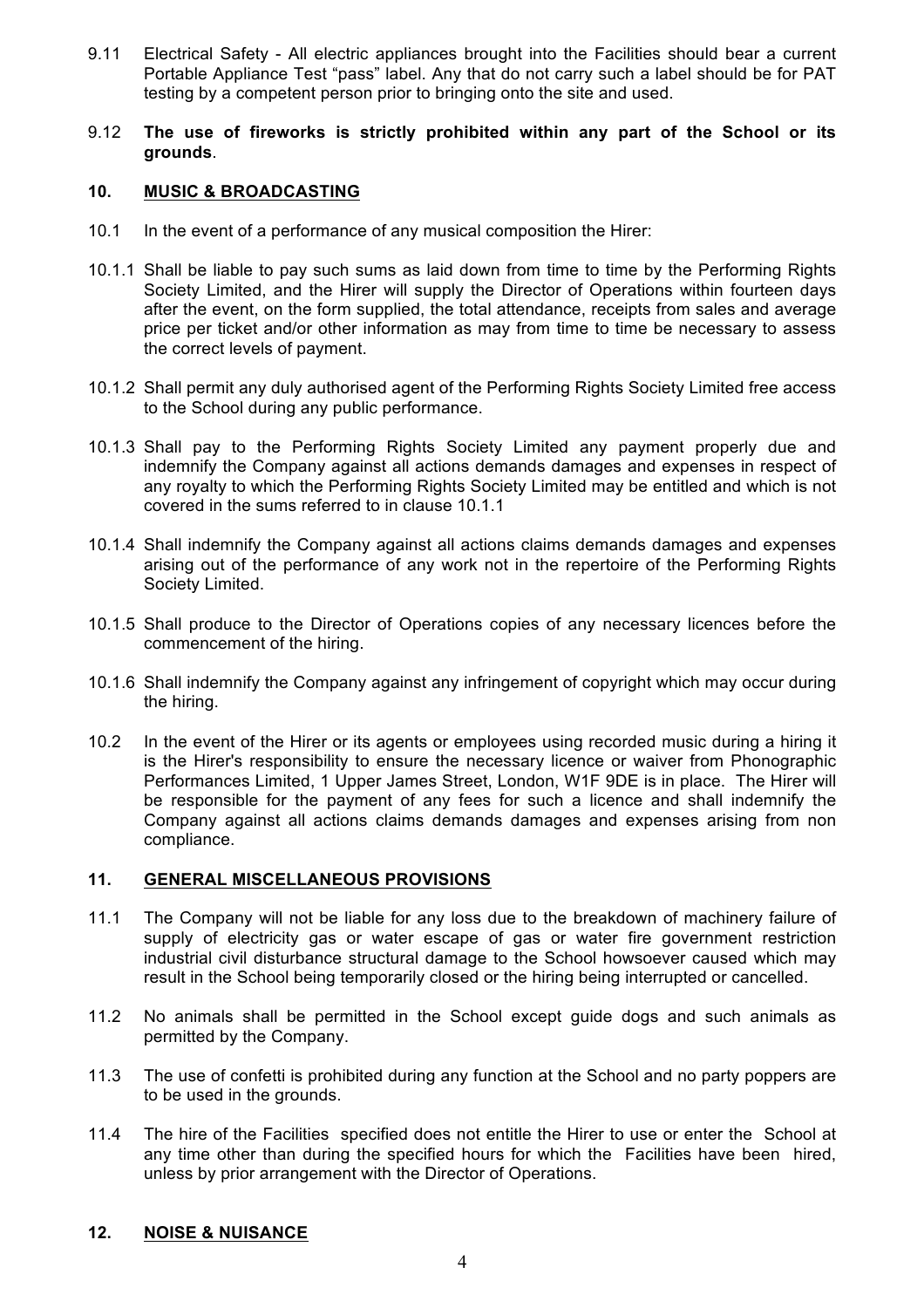9.11 Electrical Safety - All electric appliances brought into the Facilities should bear a current Portable Appliance Test “pass” label. Any that do not carry such a label should be for PAT testing by a competent person prior to bringing onto the site and used.

9.12 **The use of fireworks is strictly prohibited within any part of the School or its grounds**.

## 10. MUSIC & BROADCASTING

10.1 In the event of a performance of any musical composition the Hirer:

10.1.1 Shall be liable to pay such sums as laid down from time to time by the Performing Rights Society Limited, and the Hirer will supply the Director of Operations within fourteen days after the event, on the form supplied, the total attendance, receipts from sales and average price per ticket and/or other information as may from time to time be necessary to assess the correct levels of payment.

10.1.2 Shall permit any duly authorised agent of the Performing Rights Society Limited free access to the School during any public performance.

10.1.3 Shall pay to the Performing Rights Society Limited any payment properly due and indemnify the Company against all actions demands damages and expenses in respect of any royalty to which the Performing Rights Society Limited may be entitled and which is not covered in the sums referred to in clause 10.1.1

10.1.4 Shall indemnify the Company against all actions claims demands damages and expenses arising out of the performance of any work not in the repertoire of the Performing Rights Society Limited.

10.1.5 Shall produce to the Director of Operations copies of any necessary licences before the commencement of the hiring.

10.1.6 Shall indemnify the Company against any infringement of copyright which may occur during the hiring.

10.2 In the event of the Hirer or its agents or employees using recorded music during a hiring it is the Hirer's responsibility to ensure the necessary licence or waiver from Phonographic Performances Limited, 1 Upper James Street, London, W1F 9DE is in place. The Hirer will be responsible for the payment of any fees for such a licence and shall indemnify the Company against all actions claims demands damages and expenses arising from non compliance.

## 11. GENERAL MISCELLANEOUS PROVISIONS

11.1 The Company will not be liable for any loss due to the breakdown of machinery failure of supply of electricity gas or water escape of gas or water fire government restriction industrial civil disturbance structural damage to the School howsoever caused which may result in the School being temporarily closed or the hiring being interrupted or cancelled.

11.2 No animals shall be permitted in the School except guide dogs and such animals as permitted by the Company.

11.3 The use of confetti is prohibited during any function at the School and no party poppers are to be used in the grounds.

11.4 The hire of the Facilities specified does not entitle the Hirer to use or enter the School at any time other than during the specified hours for which the Facilities have been hired, unless by prior arrangement with the Director of Operations.

## 12. NOISE & NUISANCE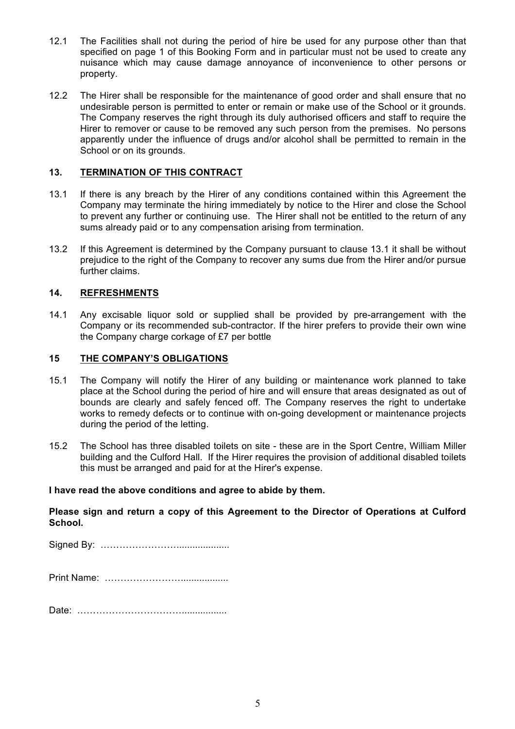12.1 The Facilities shall not during the period of hire be used for any purpose other than that specified on page 1 of this Booking Form and in particular must not be used to create any nuisance which may cause damage annoyance of inconvenience to other persons or property.

12.2 The Hirer shall be responsible for the maintenance of good order and shall ensure that no undesirable person is permitted to enter or remain or make use of the School or it grounds. The Company reserves the right through its duly authorised officers and staff to require the Hirer to remover or cause to be removed any such person from the premises. No persons apparently under the influence of drugs and/or alcohol shall be permitted to remain in the School or on its grounds.

## 13. TERMINATION OF THIS CONTRACT

13.1 If there is any breach by the Hirer of any conditions contained within this Agreement the Company may terminate the hiring immediately by notice to the Hirer and close the School to prevent any further or continuing use. The Hirer shall not be entitled to the return of any sums already paid or to any compensation arising from termination.

13.2 If this Agreement is determined by the Company pursuant to clause 13.1 it shall be without prejudice to the right of the Company to recover any sums due from the Hirer and/or pursue further claims.

## 14. REFRESHMENTS

14.1 Any excisable liquor sold or supplied shall be provided by pre-arrangement with the Company or its recommended sub-contractor. If the hirer prefers to provide their own wine the Company charge corkage of £7 per bottle

## 15 THE COMPANY'S OBLIGATIONS

15.1 The Company will notify the Hirer of any building or maintenance work planned to take place at the School during the period of hire and will ensure that areas designated as out of bounds are clearly and safely fenced off. The Company reserves the right to undertake works to remedy defects or to continue with on-going development or maintenance projects during the period of the letting.

15.2 The School has three disabled toilets on site - these are in the Sport Centre, William Miller building and the Culford Hall. If the Hirer requires the provision of additional disabled toilets this must be arranged and paid for at the Hirer's expense.

**I have read the above conditions and agree to abide by them.**

**Please sign and return a copy of this Agreement to the Director of Operations at Culford School.**

Signed By: ……………………..................

Print Name: ……………………..................

Date: ……………………………................